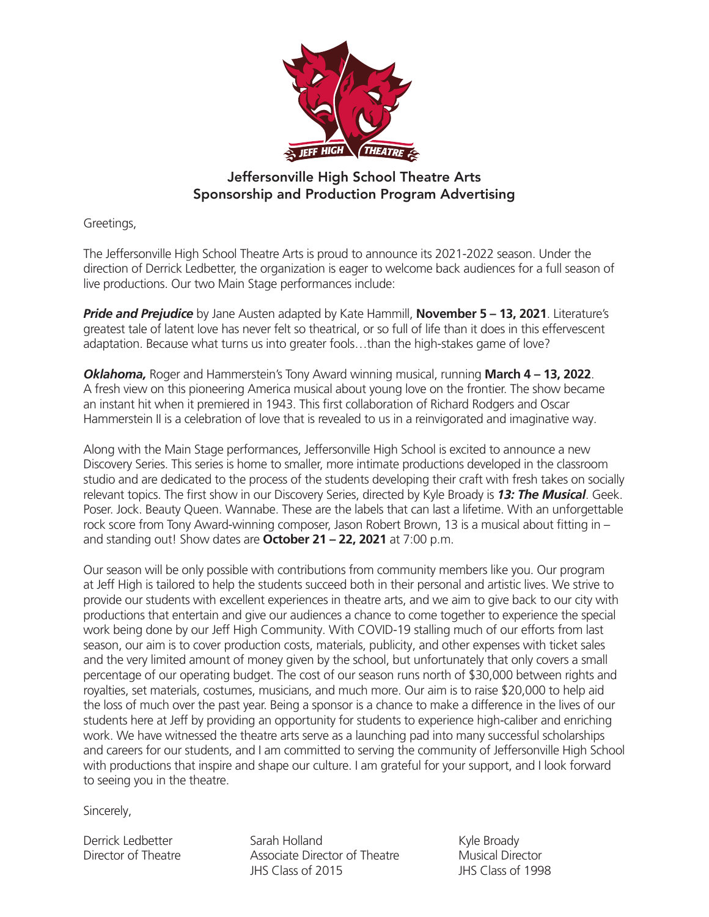## Jeffersonville High School Theatre Arts
## Sponsorship and Production Program Advertising

Greetings,

The Jeffersonville High School Theatre Arts is proud to announce its 2021-2022 season. Under the direction of Derrick Ledbetter, the organization is eager to welcome back audiences for a full season of live productions. Our two Main Stage performances include:

***Pride and Prejudice*** by Jane Austen adapted by Kate Hammill, **November 5 – 13, 2021**. Literature's greatest tale of latent love has never felt so theatrical, or so full of life than it does in this effervescent adaptation. Because what turns us into greater fools…than the high-stakes game of love?

***Oklahoma,*** Roger and Hammerstein's Tony Award winning musical, running **March 4 – 13, 2022**. A fresh view on this pioneering America musical about young love on the frontier. The show became an instant hit when it premiered in 1943. This first collaboration of Richard Rodgers and Oscar Hammerstein II is a celebration of love that is revealed to us in a reinvigorated and imaginative way.

Along with the Main Stage performances, Jeffersonville High School is excited to announce a new Discovery Series. This series is home to smaller, more intimate productions developed in the classroom studio and are dedicated to the process of the students developing their craft with fresh takes on socially relevant topics. The first show in our Discovery Series, directed by Kyle Broady is ***13: The Musical***. Geek. Poser. Jock. Beauty Queen. Wannabe. These are the labels that can last a lifetime. With an unforgettable rock score from Tony Award-winning composer, Jason Robert Brown, 13 is a musical about fitting in – and standing out! Show dates are **October 21 – 22, 2021** at 7:00 p.m.

Our season will be only possible with contributions from community members like you. Our program at Jeff High is tailored to help the students succeed both in their personal and artistic lives. We strive to provide our students with excellent experiences in theatre arts, and we aim to give back to our city with productions that entertain and give our audiences a chance to come together to experience the special work being done by our Jeff High Community. With COVID-19 stalling much of our efforts from last season, our aim is to cover production costs, materials, publicity, and other expenses with ticket sales and the very limited amount of money given by the school, but unfortunately that only covers a small percentage of our operating budget. The cost of our season runs north of $30,000 between rights and royalties, set materials, costumes, musicians, and much more. Our aim is to raise $20,000 to help aid the loss of much over the past year. Being a sponsor is a chance to make a difference in the lives of our students here at Jeff by providing an opportunity for students to experience high-caliber and enriching work. We have witnessed the theatre arts serve as a launching pad into many successful scholarships and careers for our students, and I am committed to serving the community of Jeffersonville High School with productions that inspire and shape our culture. I am grateful for your support, and I look forward to seeing you in the theatre.

Sincerely,

Derrick Ledbetter
Director of Theatre

Sarah Holland
Associate Director of Theatre
JHS Class of 2015

Kyle Broady
Musical Director
JHS Class of 1998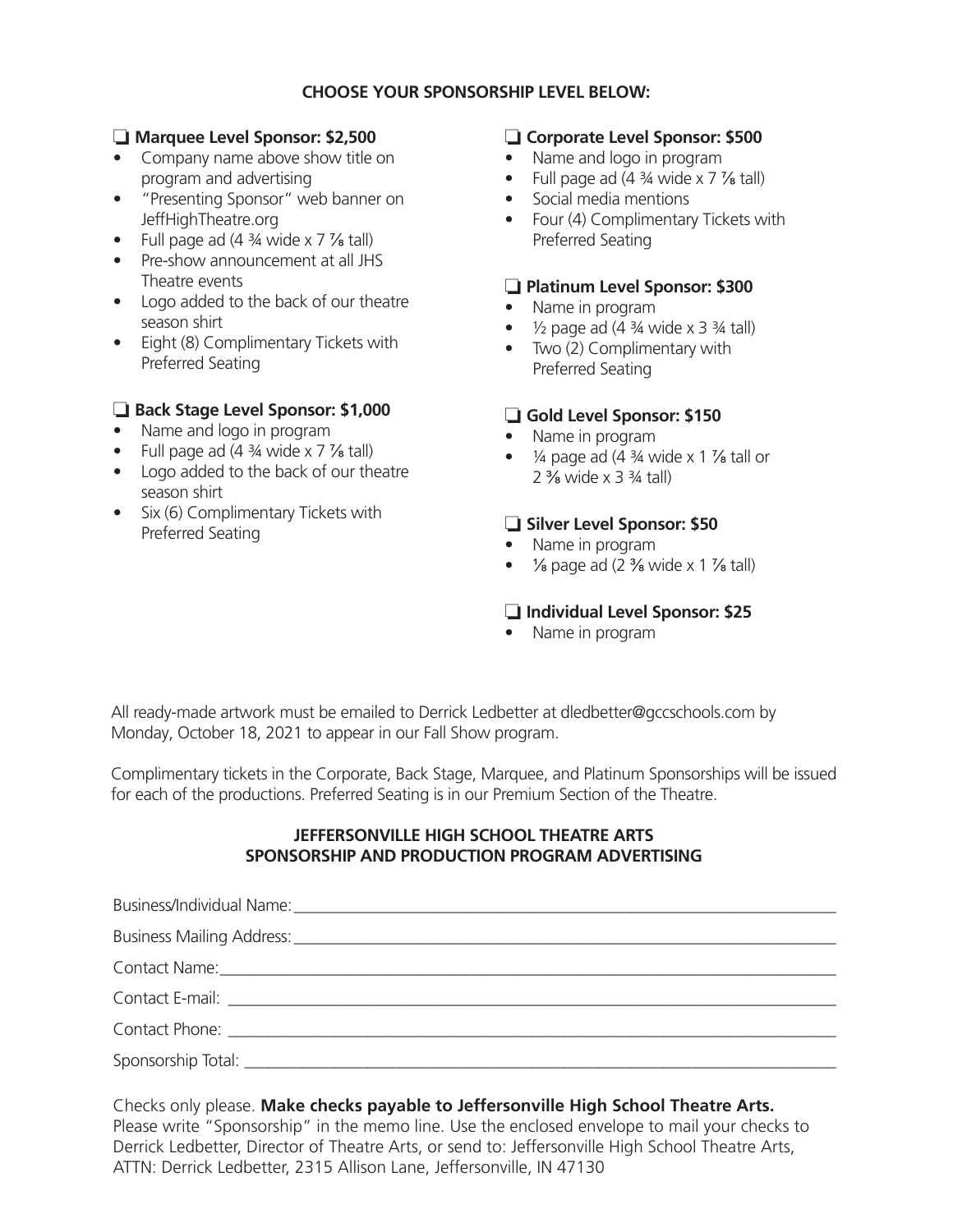**CHOOSE YOUR SPONSORSHIP LEVEL BELOW:**

❑ **Marquee Level Sponsor: $2,500**

- Company name above show title on program and advertising
- "Presenting Sponsor" web banner on JeffHighTheatre.org
- Full page ad (4 ¾ wide x 7 ⅞ tall)
- Pre-show announcement at all JHS Theatre events
- Logo added to the back of our theatre season shirt
- Eight (8) Complimentary Tickets with Preferred Seating

❑ **Back Stage Level Sponsor: $1,000**

- Name and logo in program
- Full page ad (4 ¾ wide x 7 ⅞ tall)
- Logo added to the back of our theatre season shirt
- Six (6) Complimentary Tickets with Preferred Seating

❑ **Corporate Level Sponsor: $500**

- Name and logo in program
- Full page ad (4 ¾ wide x 7 ⅞ tall)
- Social media mentions
- Four (4) Complimentary Tickets with Preferred Seating

❑ **Platinum Level Sponsor: $300**

- Name in program
- ½ page ad (4 ¾ wide x 3 ¾ tall)
- Two (2) Complimentary with Preferred Seating

❑ **Gold Level Sponsor: $150**

- Name in program
- ¼ page ad (4 ¾ wide x 1 ⅞ tall or 2 ⅜ wide x 3 ¾ tall)

❑ **Silver Level Sponsor: $50**

- Name in program
- ⅛ page ad (2 ⅜ wide x 1 ⅞ tall)

❑ **Individual Level Sponsor: $25**

- Name in program

All ready-made artwork must be emailed to Derrick Ledbetter at dledbetter@gccschools.com by Monday, October 18, 2021 to appear in our Fall Show program.

Complimentary tickets in the Corporate, Back Stage, Marquee, and Platinum Sponsorships will be issued for each of the productions. Preferred Seating is in our Premium Section of the Theatre.

**JEFFERSONVILLE HIGH SCHOOL THEATRE ARTS**
**SPONSORSHIP AND PRODUCTION PROGRAM ADVERTISING**

Business/Individual Name: ______________________________

Business Mailing Address: ______________________________

Contact Name: ______________________________

Contact E-mail: ______________________________

Contact Phone: ______________________________

Sponsorship Total: ______________________________

Checks only please. **Make checks payable to Jeffersonville High School Theatre Arts.** Please write "Sponsorship" in the memo line. Use the enclosed envelope to mail your checks to Derrick Ledbetter, Director of Theatre Arts, or send to: Jeffersonville High School Theatre Arts, ATTN: Derrick Ledbetter, 2315 Allison Lane, Jeffersonville, IN 47130